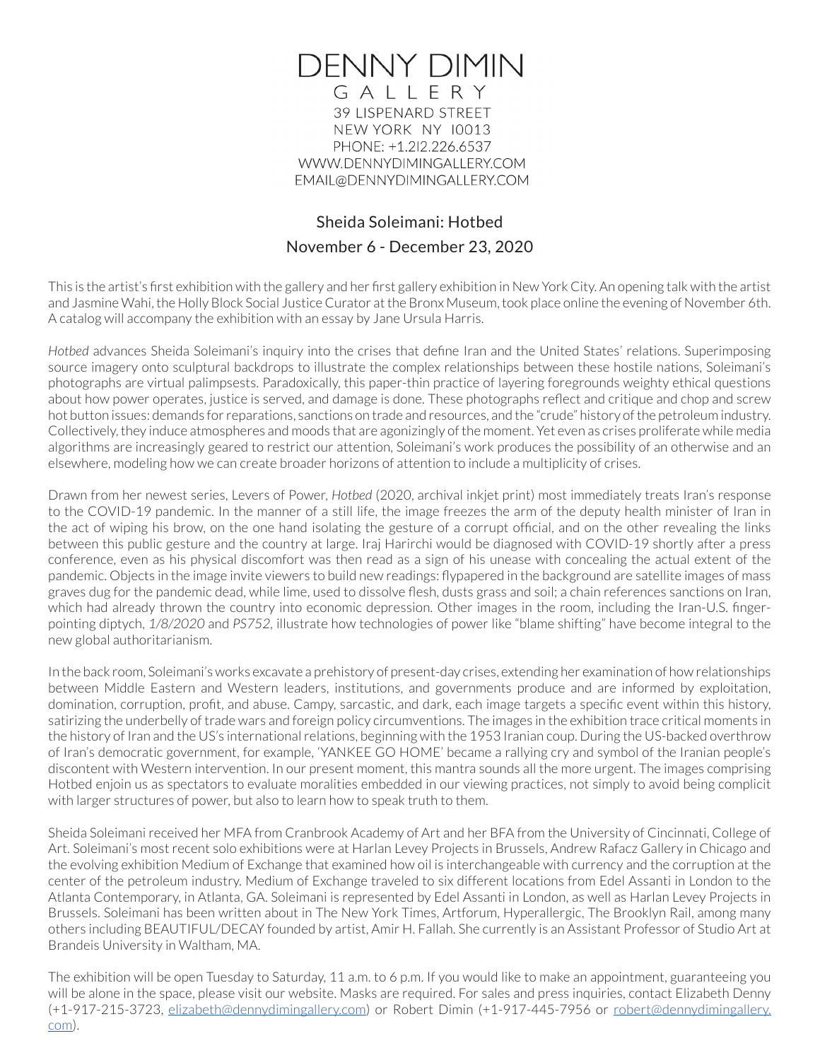# DENNY DIMIN GALLERY

39 LISPENARD STREET
NEW YORK NY 10013
PHONE: +1.212.226.6537
WWW.DENNYDIMINGALLERY.COM
EMAIL@DENNYDIMINGALLERY.COM

## Sheida Soleimani: Hotbed

November 6 - December 23, 2020

This is the artist's first exhibition with the gallery and her first gallery exhibition in New York City. An opening talk with the artist and Jasmine Wahi, the Holly Block Social Justice Curator at the Bronx Museum, took place online the evening of November 6th. A catalog will accompany the exhibition with an essay by Jane Ursula Harris.

*Hotbed* advances Sheida Soleimani's inquiry into the crises that define Iran and the United States' relations. Superimposing source imagery onto sculptural backdrops to illustrate the complex relationships between these hostile nations, Soleimani's photographs are virtual palimpsests. Paradoxically, this paper-thin practice of layering foregrounds weighty ethical questions about how power operates, justice is served, and damage is done. These photographs reflect and critique and chop and screw hot button issues: demands for reparations, sanctions on trade and resources, and the "crude" history of the petroleum industry. Collectively, they induce atmospheres and moods that are agonizingly of the moment. Yet even as crises proliferate while media algorithms are increasingly geared to restrict our attention, Soleimani's work produces the possibility of an otherwise and an elsewhere, modeling how we can create broader horizons of attention to include a multiplicity of crises.

Drawn from her newest series, Levers of Power, *Hotbed* (2020, archival inkjet print) most immediately treats Iran's response to the COVID-19 pandemic. In the manner of a still life, the image freezes the arm of the deputy health minister of Iran in the act of wiping his brow, on the one hand isolating the gesture of a corrupt official, and on the other revealing the links between this public gesture and the country at large. Iraj Harirchi would be diagnosed with COVID-19 shortly after a press conference, even as his physical discomfort was then read as a sign of his unease with concealing the actual extent of the pandemic. Objects in the image invite viewers to build new readings: flypapered in the background are satellite images of mass graves dug for the pandemic dead, while lime, used to dissolve flesh, dusts grass and soil; a chain references sanctions on Iran, which had already thrown the country into economic depression. Other images in the room, including the Iran-U.S. finger-pointing diptych, *1/8/2020* and *PS752*, illustrate how technologies of power like "blame shifting" have become integral to the new global authoritarianism.

In the back room, Soleimani's works excavate a prehistory of present-day crises, extending her examination of how relationships between Middle Eastern and Western leaders, institutions, and governments produce and are informed by exploitation, domination, corruption, profit, and abuse. Campy, sarcastic, and dark, each image targets a specific event within this history, satirizing the underbelly of trade wars and foreign policy circumventions. The images in the exhibition trace critical moments in the history of Iran and the US's international relations, beginning with the 1953 Iranian coup. During the US-backed overthrow of Iran's democratic government, for example, 'YANKEE GO HOME' became a rallying cry and symbol of the Iranian people's discontent with Western intervention. In our present moment, this mantra sounds all the more urgent. The images comprising Hotbed enjoin us as spectators to evaluate moralities embedded in our viewing practices, not simply to avoid being complicit with larger structures of power, but also to learn how to speak truth to them.

Sheida Soleimani received her MFA from Cranbrook Academy of Art and her BFA from the University of Cincinnati, College of Art. Soleimani's most recent solo exhibitions were at Harlan Levey Projects in Brussels, Andrew Rafacz Gallery in Chicago and the evolving exhibition Medium of Exchange that examined how oil is interchangeable with currency and the corruption at the center of the petroleum industry. Medium of Exchange traveled to six different locations from Edel Assanti in London to the Atlanta Contemporary, in Atlanta, GA. Soleimani is represented by Edel Assanti in London, as well as Harlan Levey Projects in Brussels. Soleimani has been written about in The New York Times, Artforum, Hyperallergic, The Brooklyn Rail, among many others including BEAUTIFUL/DECAY founded by artist, Amir H. Fallah. She currently is an Assistant Professor of Studio Art at Brandeis University in Waltham, MA.

The exhibition will be open Tuesday to Saturday, 11 a.m. to 6 p.m. If you would like to make an appointment, guaranteeing you will be alone in the space, please visit our website. Masks are required. For sales and press inquiries, contact Elizabeth Denny (+1-917-215-3723, elizabeth@dennydimingallery.com) or Robert Dimin (+1-917-445-7956 or robert@dennydimingallery.com).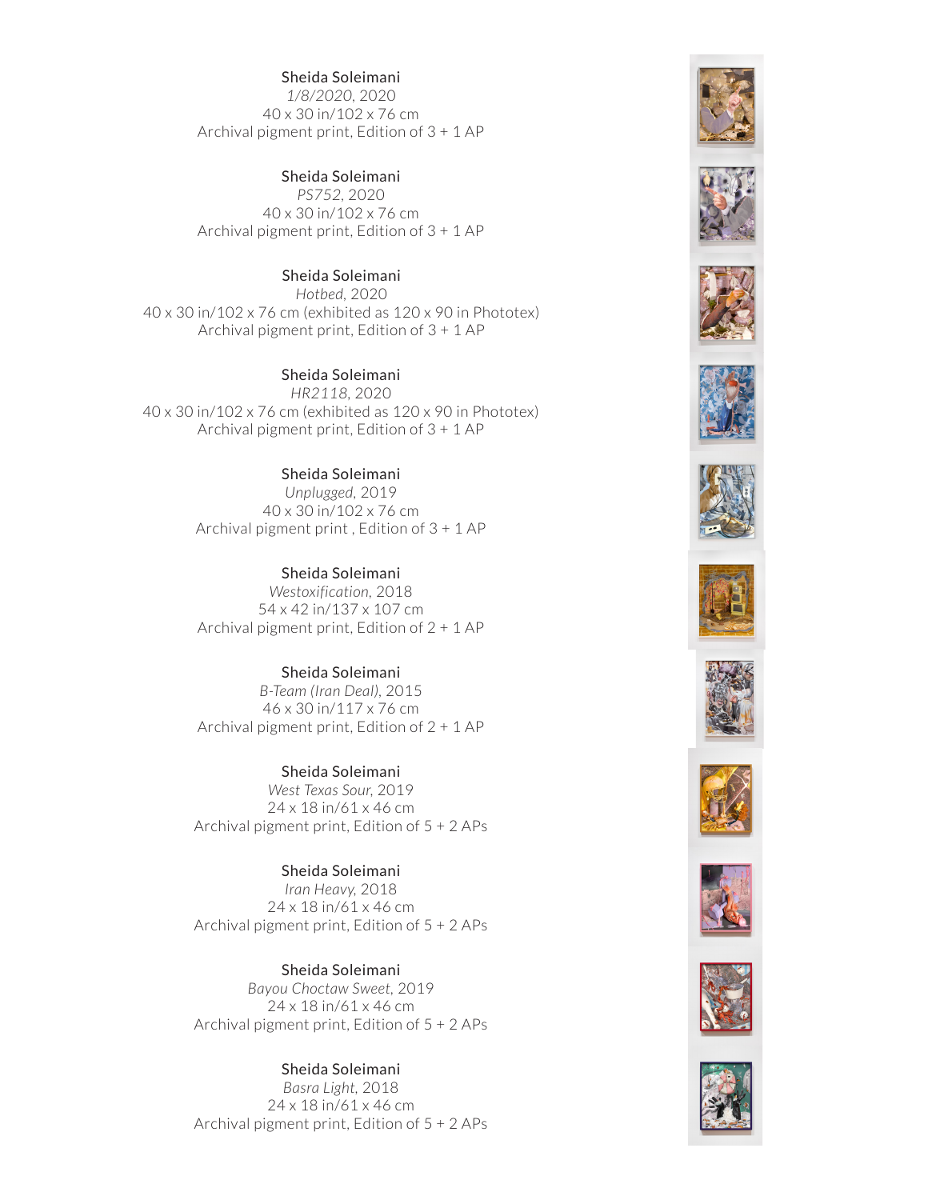Sheida Soleimani
*1/8/2020*, 2020
40 x 30 in/102 x 76 cm
Archival pigment print, Edition of 3 + 1 AP

Sheida Soleimani
*PS752*, 2020
40 x 30 in/102 x 76 cm
Archival pigment print, Edition of 3 + 1 AP

Sheida Soleimani
*Hotbed*, 2020
40 x 30 in/102 x 76 cm (exhibited as 120 x 90 in Phototex)
Archival pigment print, Edition of 3 + 1 AP

Sheida Soleimani
*HR2118*, 2020
40 x 30 in/102 x 76 cm (exhibited as 120 x 90 in Phototex)
Archival pigment print, Edition of 3 + 1 AP

Sheida Soleimani
*Unplugged*, 2019
40 x 30 in/102 x 76 cm
Archival pigment print , Edition of 3 + 1 AP

Sheida Soleimani
*Westoxification*, 2018
54 x 42 in/137 x 107 cm
Archival pigment print, Edition of 2 + 1 AP

Sheida Soleimani
*B-Team (Iran Deal)*, 2015
46 x 30 in/117 x 76 cm
Archival pigment print, Edition of 2 + 1 AP

Sheida Soleimani
*West Texas Sour*, 2019
24 x 18 in/61 x 46 cm
Archival pigment print, Edition of 5 + 2 APs

Sheida Soleimani
*Iran Heavy*, 2018
24 x 18 in/61 x 46 cm
Archival pigment print, Edition of 5 + 2 APs

Sheida Soleimani
*Bayou Choctaw Sweet*, 2019
24 x 18 in/61 x 46 cm
Archival pigment print, Edition of 5 + 2 APs

Sheida Soleimani
*Basra Light*, 2018
24 x 18 in/61 x 46 cm
Archival pigment print, Edition of 5 + 2 APs